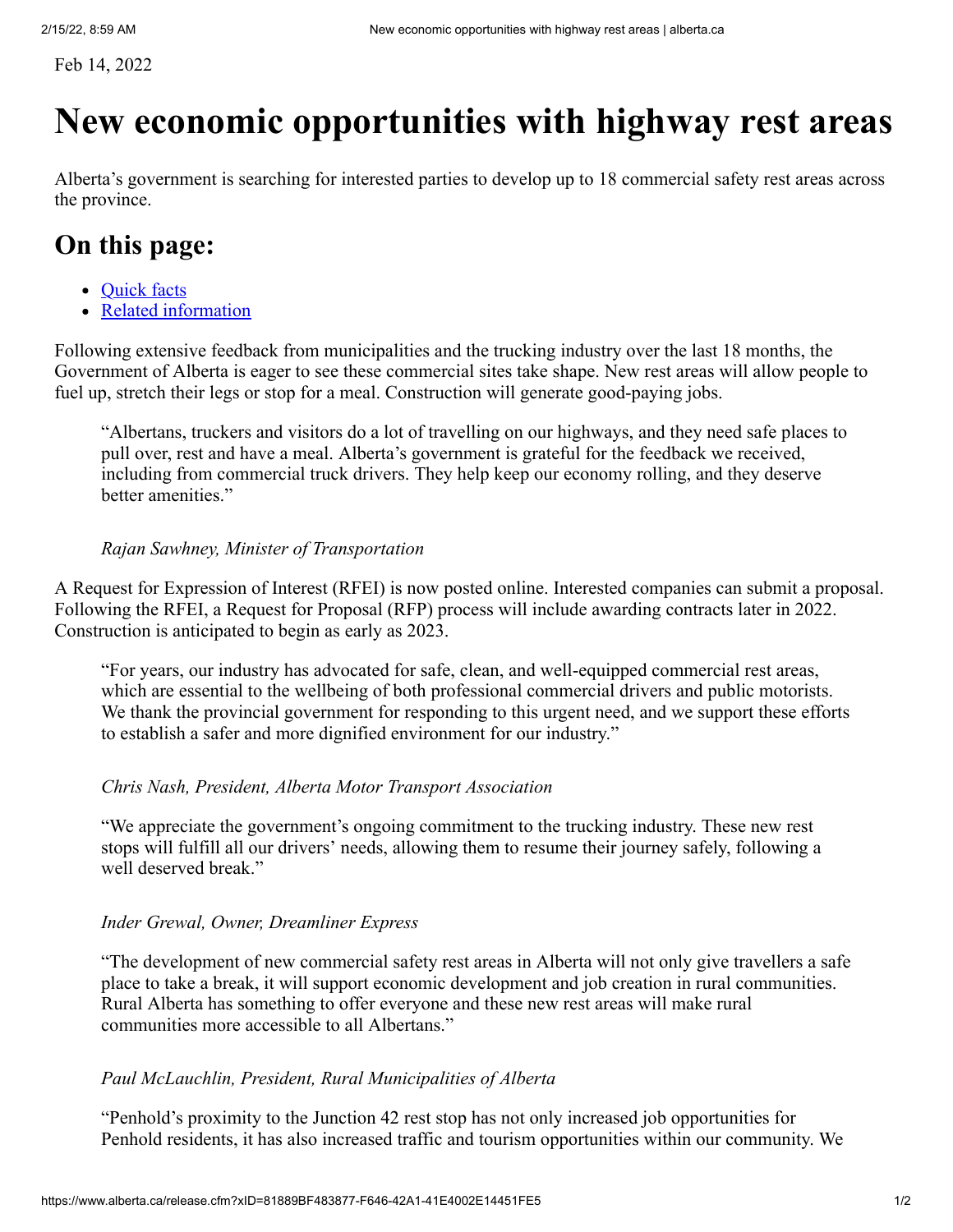Feb 14, 2022

# New economic opportunities with highway rest areas

Alberta's government is searching for interested parties to develop up to 18 commercial safety rest areas across the province.

## On this page:

- Quick facts
- Related information

Following extensive feedback from municipalities and the trucking industry over the last 18 months, the Government of Alberta is eager to see these commercial sites take shape. New rest areas will allow people to fuel up, stretch their legs or stop for a meal. Construction will generate good-paying jobs.

> "Albertans, truckers and visitors do a lot of travelling on our highways, and they need safe places to pull over, rest and have a meal. Alberta's government is grateful for the feedback we received, including from commercial truck drivers. They help keep our economy rolling, and they deserve better amenities."
>
> *Rajan Sawhney, Minister of Transportation*

A Request for Expression of Interest (RFEI) is now posted online. Interested companies can submit a proposal. Following the RFEI, a Request for Proposal (RFP) process will include awarding contracts later in 2022. Construction is anticipated to begin as early as 2023.

> "For years, our industry has advocated for safe, clean, and well-equipped commercial rest areas, which are essential to the wellbeing of both professional commercial drivers and public motorists. We thank the provincial government for responding to this urgent need, and we support these efforts to establish a safer and more dignified environment for our industry."
>
> *Chris Nash, President, Alberta Motor Transport Association*

> "We appreciate the government's ongoing commitment to the trucking industry. These new rest stops will fulfill all our drivers' needs, allowing them to resume their journey safely, following a well deserved break."
>
> *Inder Grewal, Owner, Dreamliner Express*

> "The development of new commercial safety rest areas in Alberta will not only give travellers a safe place to take a break, it will support economic development and job creation in rural communities. Rural Alberta has something to offer everyone and these new rest areas will make rural communities more accessible to all Albertans."
>
> *Paul McLauchlin, President, Rural Municipalities of Alberta*

> "Penhold's proximity to the Junction 42 rest stop has not only increased job opportunities for Penhold residents, it has also increased traffic and tourism opportunities within our community. We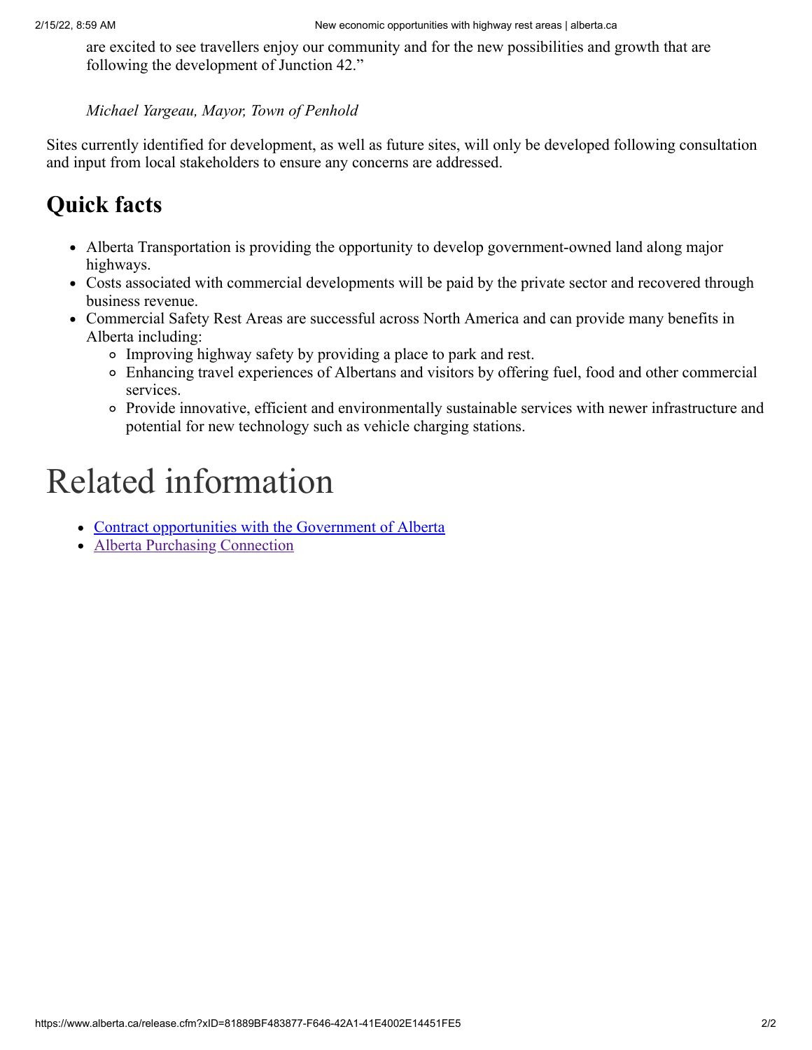are excited to see travellers enjoy our community and for the new possibilities and growth that are following the development of Junction 42."

*Michael Yargeau, Mayor, Town of Penhold*

Sites currently identified for development, as well as future sites, will only be developed following consultation and input from local stakeholders to ensure any concerns are addressed.

## Quick facts

- Alberta Transportation is providing the opportunity to develop government-owned land along major highways.
- Costs associated with commercial developments will be paid by the private sector and recovered through business revenue.
- Commercial Safety Rest Areas are successful across North America and can provide many benefits in Alberta including:
  - Improving highway safety by providing a place to park and rest.
  - Enhancing travel experiences of Albertans and visitors by offering fuel, food and other commercial services.
  - Provide innovative, efficient and environmentally sustainable services with newer infrastructure and potential for new technology such as vehicle charging stations.

# Related information

- Contract opportunities with the Government of Alberta
- Alberta Purchasing Connection